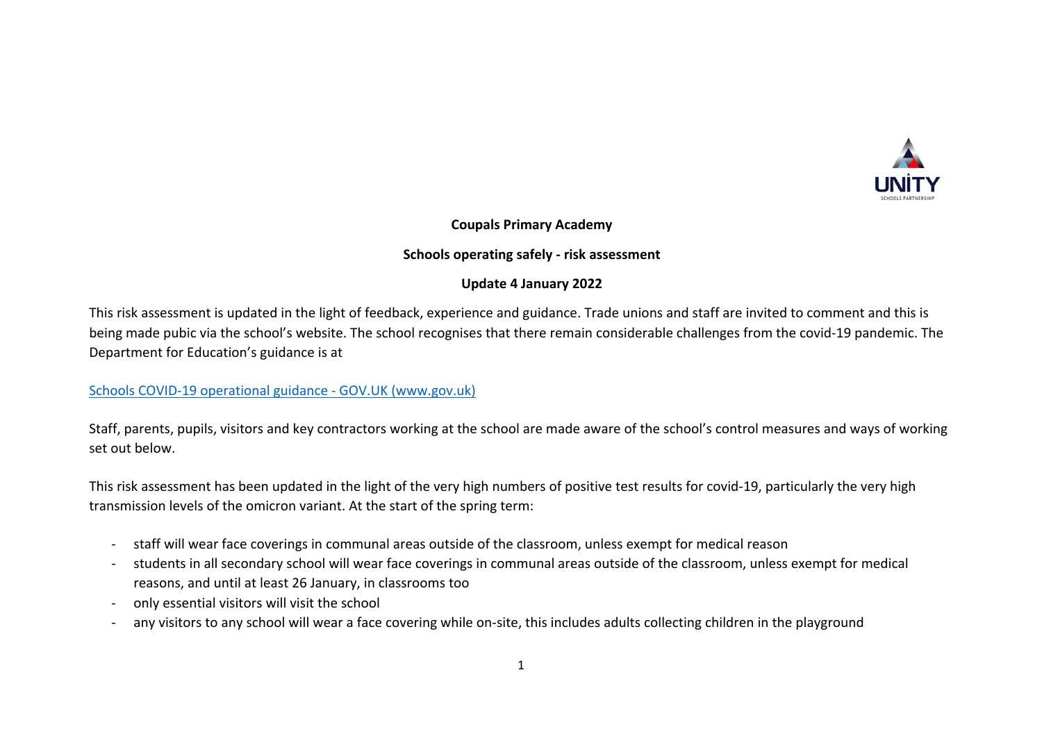**Coupals Primary Academy**

**Schools operating safely - risk assessment**

**Update 4 January 2022**

This risk assessment is updated in the light of feedback, experience and guidance. Trade unions and staff are invited to comment and this is being made pubic via the school's website. The school recognises that there remain considerable challenges from the covid-19 pandemic. The Department for Education's guidance is at

[Schools COVID-19 operational guidance - GOV.UK (www.gov.uk)](https://www.gov.uk)

Staff, parents, pupils, visitors and key contractors working at the school are made aware of the school's control measures and ways of working set out below.

This risk assessment has been updated in the light of the very high numbers of positive test results for covid-19, particularly the very high transmission levels of the omicron variant. At the start of the spring term:

- staff will wear face coverings in communal areas outside of the classroom, unless exempt for medical reason
- students in all secondary school will wear face coverings in communal areas outside of the classroom, unless exempt for medical reasons, and until at least 26 January, in classrooms too
- only essential visitors will visit the school
- any visitors to any school will wear a face covering while on-site, this includes adults collecting children in the playground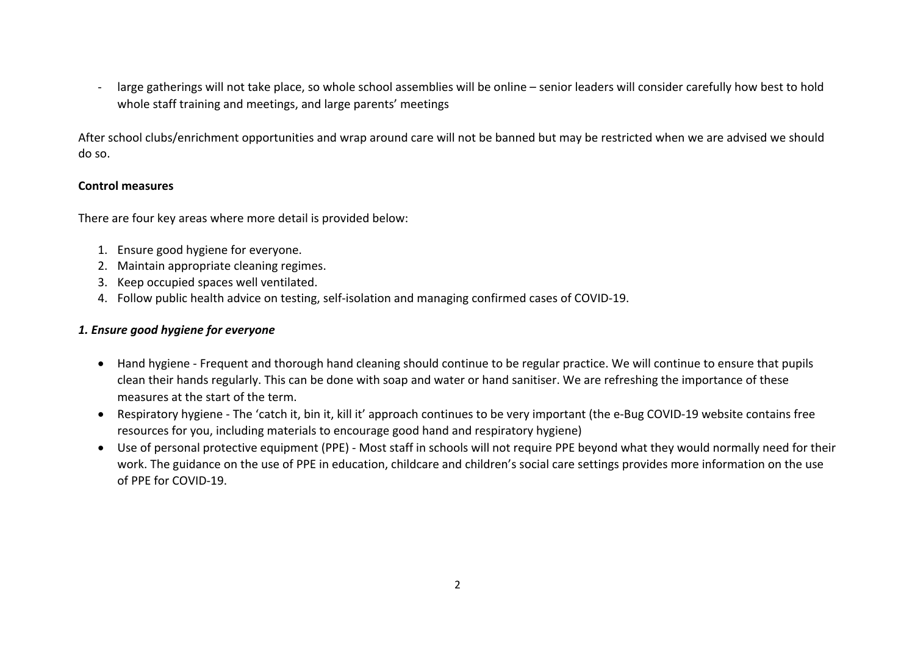- large gatherings will not take place, so whole school assemblies will be online – senior leaders will consider carefully how best to hold whole staff training and meetings, and large parents' meetings

After school clubs/enrichment opportunities and wrap around care will not be banned but may be restricted when we are advised we should do so.

**Control measures**

There are four key areas where more detail is provided below:

1. Ensure good hygiene for everyone.
2. Maintain appropriate cleaning regimes.
3. Keep occupied spaces well ventilated.
4. Follow public health advice on testing, self-isolation and managing confirmed cases of COVID-19.

***1. Ensure good hygiene for everyone***

- Hand hygiene - Frequent and thorough hand cleaning should continue to be regular practice. We will continue to ensure that pupils clean their hands regularly. This can be done with soap and water or hand sanitiser. We are refreshing the importance of these measures at the start of the term.
- Respiratory hygiene - The 'catch it, bin it, kill it' approach continues to be very important (the e-Bug COVID-19 website contains free resources for you, including materials to encourage good hand and respiratory hygiene)
- Use of personal protective equipment (PPE) - Most staff in schools will not require PPE beyond what they would normally need for their work. The guidance on the use of PPE in education, childcare and children's social care settings provides more information on the use of PPE for COVID-19.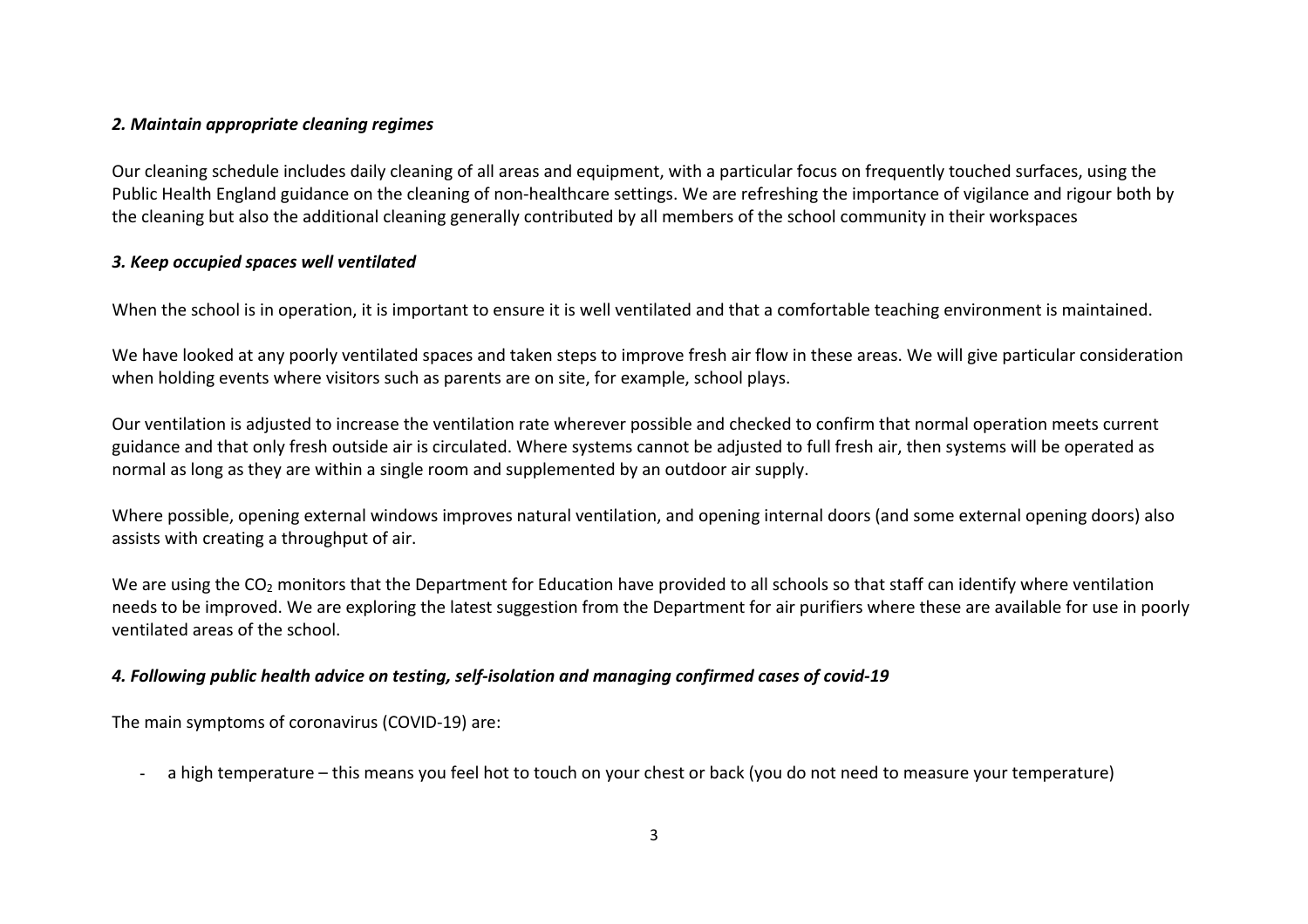### *2. Maintain appropriate cleaning regimes*

Our cleaning schedule includes daily cleaning of all areas and equipment, with a particular focus on frequently touched surfaces, using the Public Health England guidance on the cleaning of non-healthcare settings. We are refreshing the importance of vigilance and rigour both by the cleaning but also the additional cleaning generally contributed by all members of the school community in their workspaces

### *3. Keep occupied spaces well ventilated*

When the school is in operation, it is important to ensure it is well ventilated and that a comfortable teaching environment is maintained.

We have looked at any poorly ventilated spaces and taken steps to improve fresh air flow in these areas. We will give particular consideration when holding events where visitors such as parents are on site, for example, school plays.

Our ventilation is adjusted to increase the ventilation rate wherever possible and checked to confirm that normal operation meets current guidance and that only fresh outside air is circulated. Where systems cannot be adjusted to full fresh air, then systems will be operated as normal as long as they are within a single room and supplemented by an outdoor air supply.

Where possible, opening external windows improves natural ventilation, and opening internal doors (and some external opening doors) also assists with creating a throughput of air.

We are using the $CO_2$ monitors that the Department for Education have provided to all schools so that staff can identify where ventilation needs to be improved. We are exploring the latest suggestion from the Department for air purifiers where these are available for use in poorly ventilated areas of the school.

### *4. Following public health advice on testing, self-isolation and managing confirmed cases of covid-19*

The main symptoms of coronavirus (COVID-19) are:

- a high temperature – this means you feel hot to touch on your chest or back (you do not need to measure your temperature)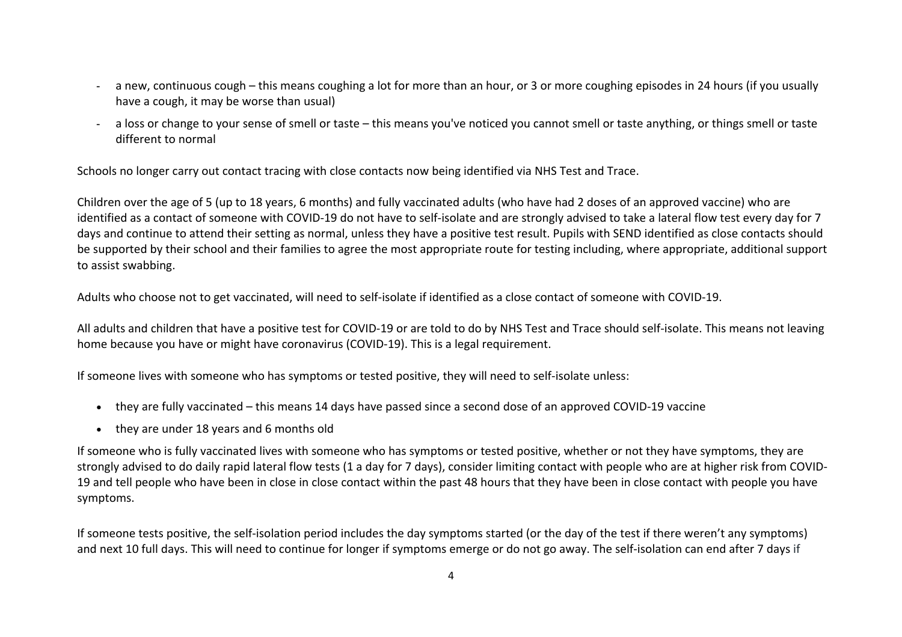- a new, continuous cough – this means coughing a lot for more than an hour, or 3 or more coughing episodes in 24 hours (if you usually have a cough, it may be worse than usual)
- a loss or change to your sense of smell or taste – this means you've noticed you cannot smell or taste anything, or things smell or taste different to normal

Schools no longer carry out contact tracing with close contacts now being identified via NHS Test and Trace.

Children over the age of 5 (up to 18 years, 6 months) and fully vaccinated adults (who have had 2 doses of an approved vaccine) who are identified as a contact of someone with COVID-19 do not have to self-isolate and are strongly advised to take a lateral flow test every day for 7 days and continue to attend their setting as normal, unless they have a positive test result. Pupils with SEND identified as close contacts should be supported by their school and their families to agree the most appropriate route for testing including, where appropriate, additional support to assist swabbing.

Adults who choose not to get vaccinated, will need to self-isolate if identified as a close contact of someone with COVID-19.

All adults and children that have a positive test for COVID-19 or are told to do by NHS Test and Trace should self-isolate. This means not leaving home because you have or might have coronavirus (COVID-19). This is a legal requirement.

If someone lives with someone who has symptoms or tested positive, they will need to self-isolate unless:

- they are fully vaccinated – this means 14 days have passed since a second dose of an approved COVID-19 vaccine
- they are under 18 years and 6 months old

If someone who is fully vaccinated lives with someone who has symptoms or tested positive, whether or not they have symptoms, they are strongly advised to do daily rapid lateral flow tests (1 a day for 7 days), consider limiting contact with people who are at higher risk from COVID-19 and tell people who have been in close in close contact within the past 48 hours that they have been in close contact with people you have symptoms.

If someone tests positive, the self-isolation period includes the day symptoms started (or the day of the test if there weren't any symptoms) and next 10 full days. This will need to continue for longer if symptoms emerge or do not go away. The self-isolation can end after 7 days if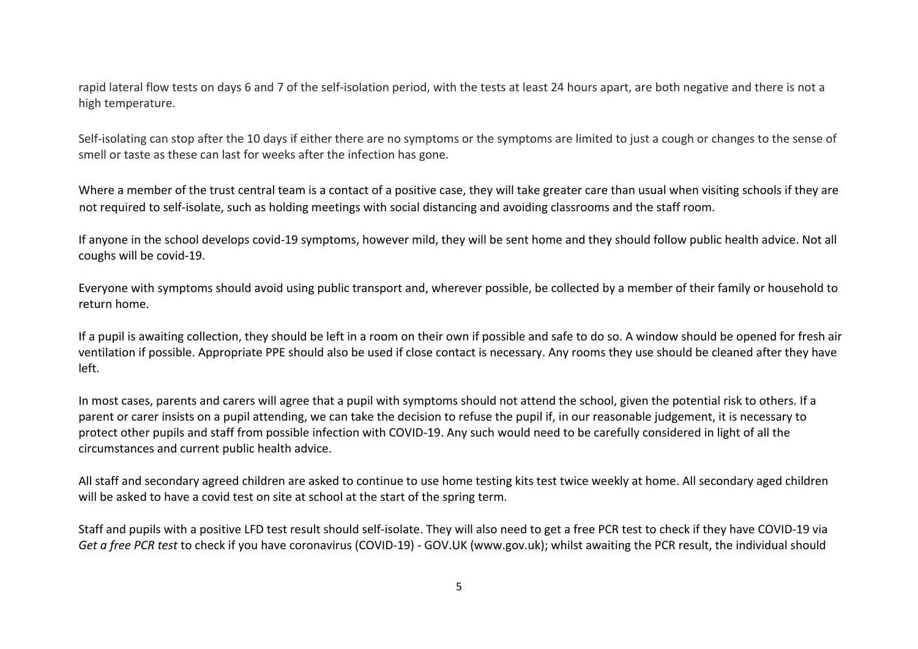rapid lateral flow tests on days 6 and 7 of the self-isolation period, with the tests at least 24 hours apart, are both negative and there is not a high temperature.

Self-isolating can stop after the 10 days if either there are no symptoms or the symptoms are limited to just a cough or changes to the sense of smell or taste as these can last for weeks after the infection has gone.

Where a member of the trust central team is a contact of a positive case, they will take greater care than usual when visiting schools if they are not required to self-isolate, such as holding meetings with social distancing and avoiding classrooms and the staff room.

If anyone in the school develops covid-19 symptoms, however mild, they will be sent home and they should follow public health advice. Not all coughs will be covid-19.

Everyone with symptoms should avoid using public transport and, wherever possible, be collected by a member of their family or household to return home.

If a pupil is awaiting collection, they should be left in a room on their own if possible and safe to do so. A window should be opened for fresh air ventilation if possible. Appropriate PPE should also be used if close contact is necessary. Any rooms they use should be cleaned after they have left.

In most cases, parents and carers will agree that a pupil with symptoms should not attend the school, given the potential risk to others. If a parent or carer insists on a pupil attending, we can take the decision to refuse the pupil if, in our reasonable judgement, it is necessary to protect other pupils and staff from possible infection with COVID-19. Any such would need to be carefully considered in light of all the circumstances and current public health advice.

All staff and secondary agreed children are asked to continue to use home testing kits test twice weekly at home. All secondary aged children will be asked to have a covid test on site at school at the start of the spring term.

Staff and pupils with a positive LFD test result should self-isolate. They will also need to get a free PCR test to check if they have COVID-19 via *Get a free PCR test* to check if you have coronavirus (COVID-19) - GOV.UK (www.gov.uk); whilst awaiting the PCR result, the individual should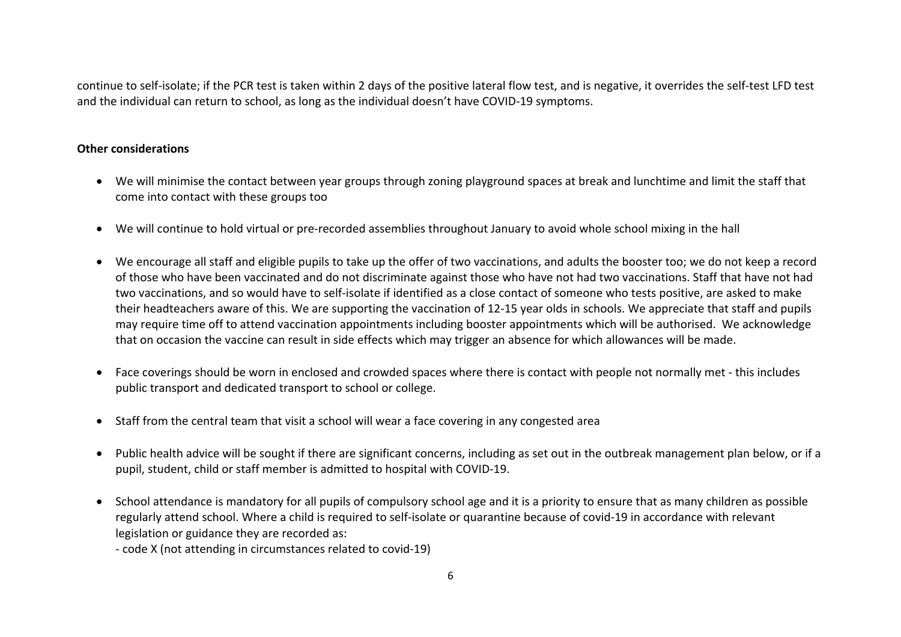continue to self-isolate; if the PCR test is taken within 2 days of the positive lateral flow test, and is negative, it overrides the self-test LFD test and the individual can return to school, as long as the individual doesn't have COVID-19 symptoms.

**Other considerations**

- We will minimise the contact between year groups through zoning playground spaces at break and lunchtime and limit the staff that come into contact with these groups too
- We will continue to hold virtual or pre-recorded assemblies throughout January to avoid whole school mixing in the hall
- We encourage all staff and eligible pupils to take up the offer of two vaccinations, and adults the booster too; we do not keep a record of those who have been vaccinated and do not discriminate against those who have not had two vaccinations. Staff that have not had two vaccinations, and so would have to self-isolate if identified as a close contact of someone who tests positive, are asked to make their headteachers aware of this. We are supporting the vaccination of 12-15 year olds in schools. We appreciate that staff and pupils may require time off to attend vaccination appointments including booster appointments which will be authorised. We acknowledge that on occasion the vaccine can result in side effects which may trigger an absence for which allowances will be made.
- Face coverings should be worn in enclosed and crowded spaces where there is contact with people not normally met - this includes public transport and dedicated transport to school or college.
- Staff from the central team that visit a school will wear a face covering in any congested area
- Public health advice will be sought if there are significant concerns, including as set out in the outbreak management plan below, or if a pupil, student, child or staff member is admitted to hospital with COVID-19.
- School attendance is mandatory for all pupils of compulsory school age and it is a priority to ensure that as many children as possible regularly attend school. Where a child is required to self-isolate or quarantine because of covid-19 in accordance with relevant legislation or guidance they are recorded as:
  - code X (not attending in circumstances related to covid-19)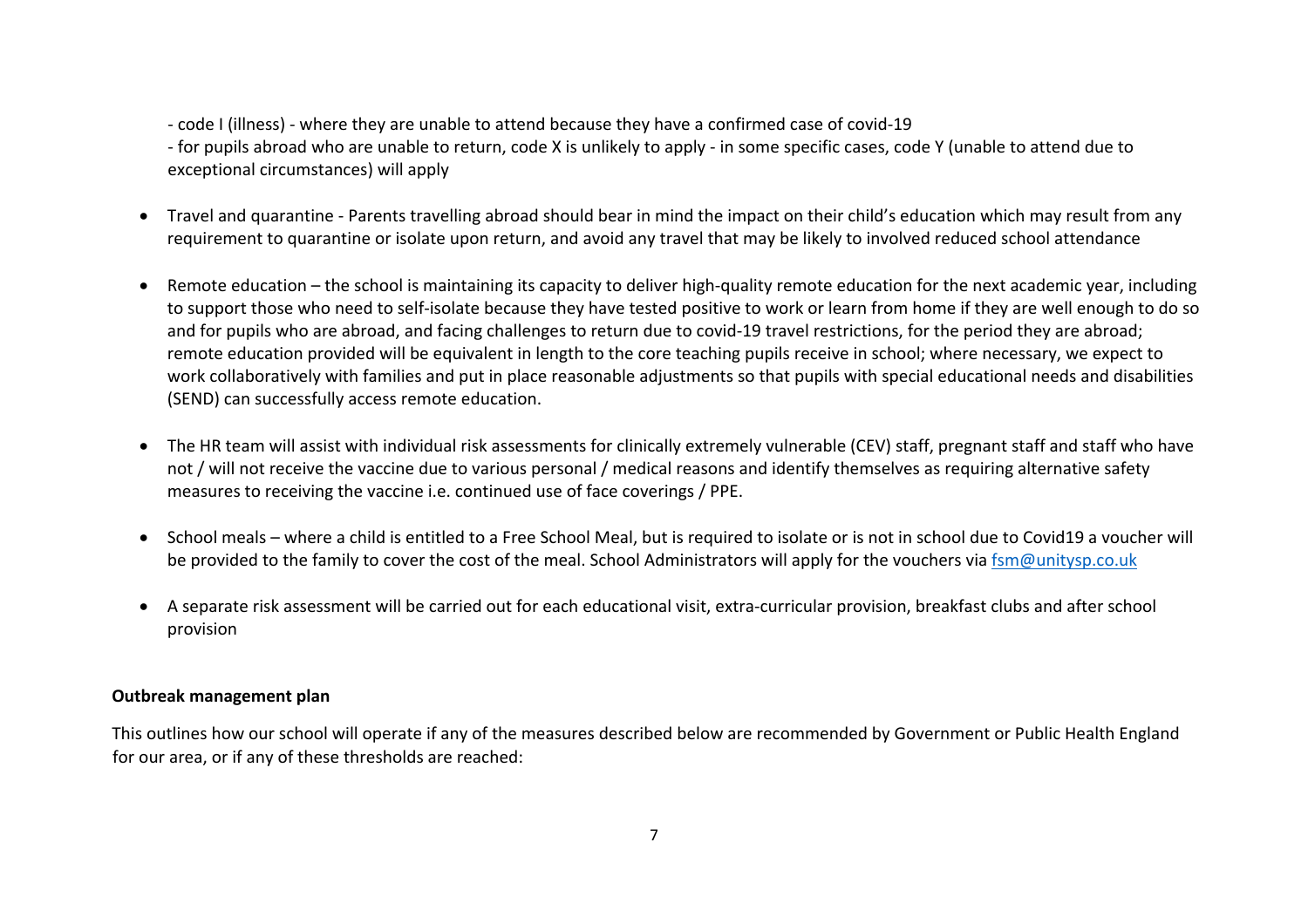- code I (illness) - where they are unable to attend because they have a confirmed case of covid-19
- for pupils abroad who are unable to return, code X is unlikely to apply - in some specific cases, code Y (unable to attend due to exceptional circumstances) will apply

- Travel and quarantine - Parents travelling abroad should bear in mind the impact on their child's education which may result from any requirement to quarantine or isolate upon return, and avoid any travel that may be likely to involved reduced school attendance

- Remote education – the school is maintaining its capacity to deliver high-quality remote education for the next academic year, including to support those who need to self-isolate because they have tested positive to work or learn from home if they are well enough to do so and for pupils who are abroad, and facing challenges to return due to covid-19 travel restrictions, for the period they are abroad; remote education provided will be equivalent in length to the core teaching pupils receive in school; where necessary, we expect to work collaboratively with families and put in place reasonable adjustments so that pupils with special educational needs and disabilities (SEND) can successfully access remote education.

- The HR team will assist with individual risk assessments for clinically extremely vulnerable (CEV) staff, pregnant staff and staff who have not / will not receive the vaccine due to various personal / medical reasons and identify themselves as requiring alternative safety measures to receiving the vaccine i.e. continued use of face coverings / PPE.

- School meals – where a child is entitled to a Free School Meal, but is required to isolate or is not in school due to Covid19 a voucher will be provided to the family to cover the cost of the meal. School Administrators will apply for the vouchers via fsm@unitysp.co.uk

- A separate risk assessment will be carried out for each educational visit, extra-curricular provision, breakfast clubs and after school provision

**Outbreak management plan**

This outlines how our school will operate if any of the measures described below are recommended by Government or Public Health England for our area, or if any of these thresholds are reached: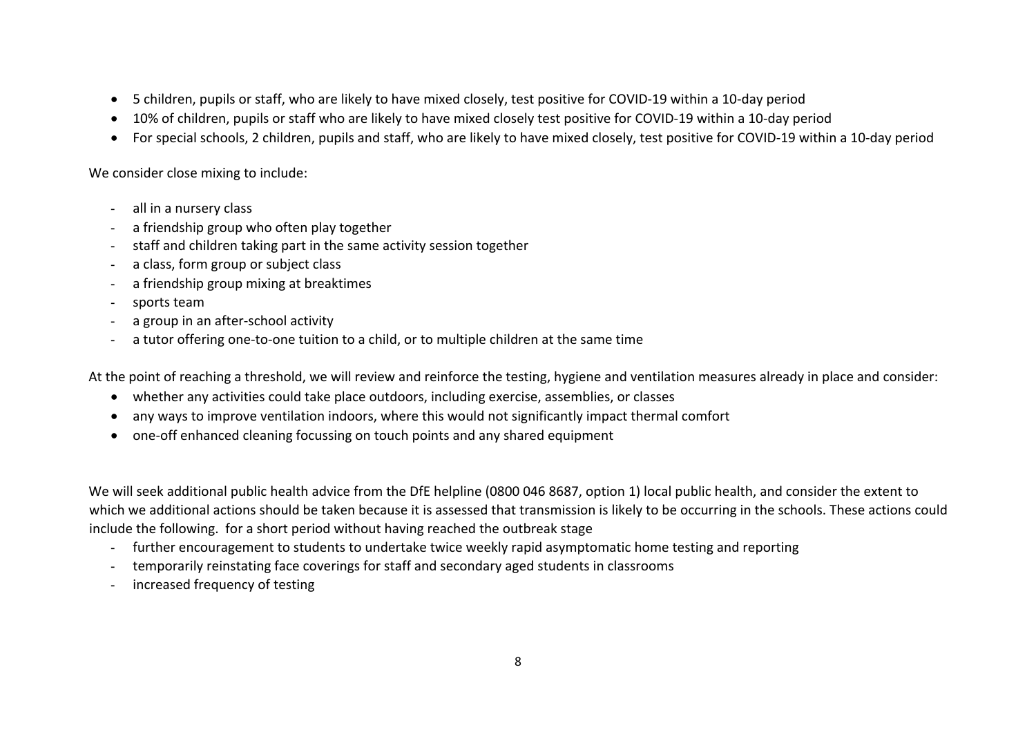- 5 children, pupils or staff, who are likely to have mixed closely, test positive for COVID-19 within a 10-day period
- 10% of children, pupils or staff who are likely to have mixed closely test positive for COVID-19 within a 10-day period
- For special schools, 2 children, pupils and staff, who are likely to have mixed closely, test positive for COVID-19 within a 10-day period

We consider close mixing to include:

- all in a nursery class
- a friendship group who often play together
- staff and children taking part in the same activity session together
- a class, form group or subject class
- a friendship group mixing at breaktimes
- sports team
- a group in an after-school activity
- a tutor offering one-to-one tuition to a child, or to multiple children at the same time

At the point of reaching a threshold, we will review and reinforce the testing, hygiene and ventilation measures already in place and consider:

- whether any activities could take place outdoors, including exercise, assemblies, or classes
- any ways to improve ventilation indoors, where this would not significantly impact thermal comfort
- one-off enhanced cleaning focussing on touch points and any shared equipment

We will seek additional public health advice from the DfE helpline (0800 046 8687, option 1) local public health, and consider the extent to which we additional actions should be taken because it is assessed that transmission is likely to be occurring in the schools. These actions could include the following. for a short period without having reached the outbreak stage

- further encouragement to students to undertake twice weekly rapid asymptomatic home testing and reporting
- temporarily reinstating face coverings for staff and secondary aged students in classrooms
- increased frequency of testing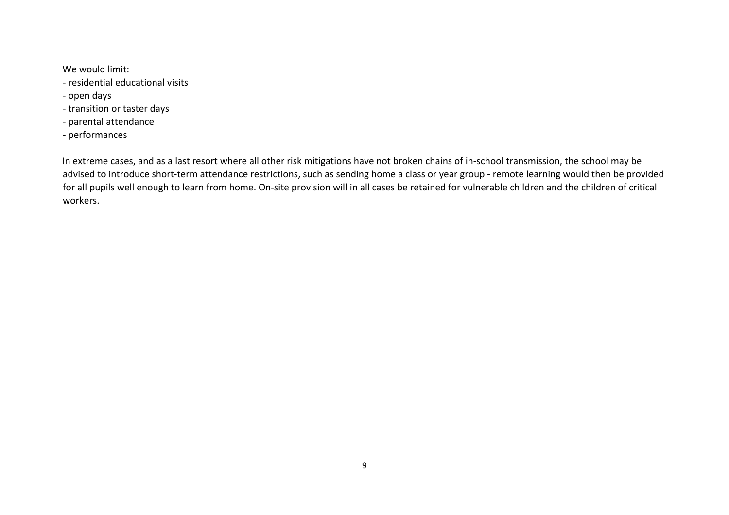We would limit:

- residential educational visits
- open days
- transition or taster days
- parental attendance
- performances

In extreme cases, and as a last resort where all other risk mitigations have not broken chains of in-school transmission, the school may be advised to introduce short-term attendance restrictions, such as sending home a class or year group - remote learning would then be provided for all pupils well enough to learn from home. On-site provision will in all cases be retained for vulnerable children and the children of critical workers.